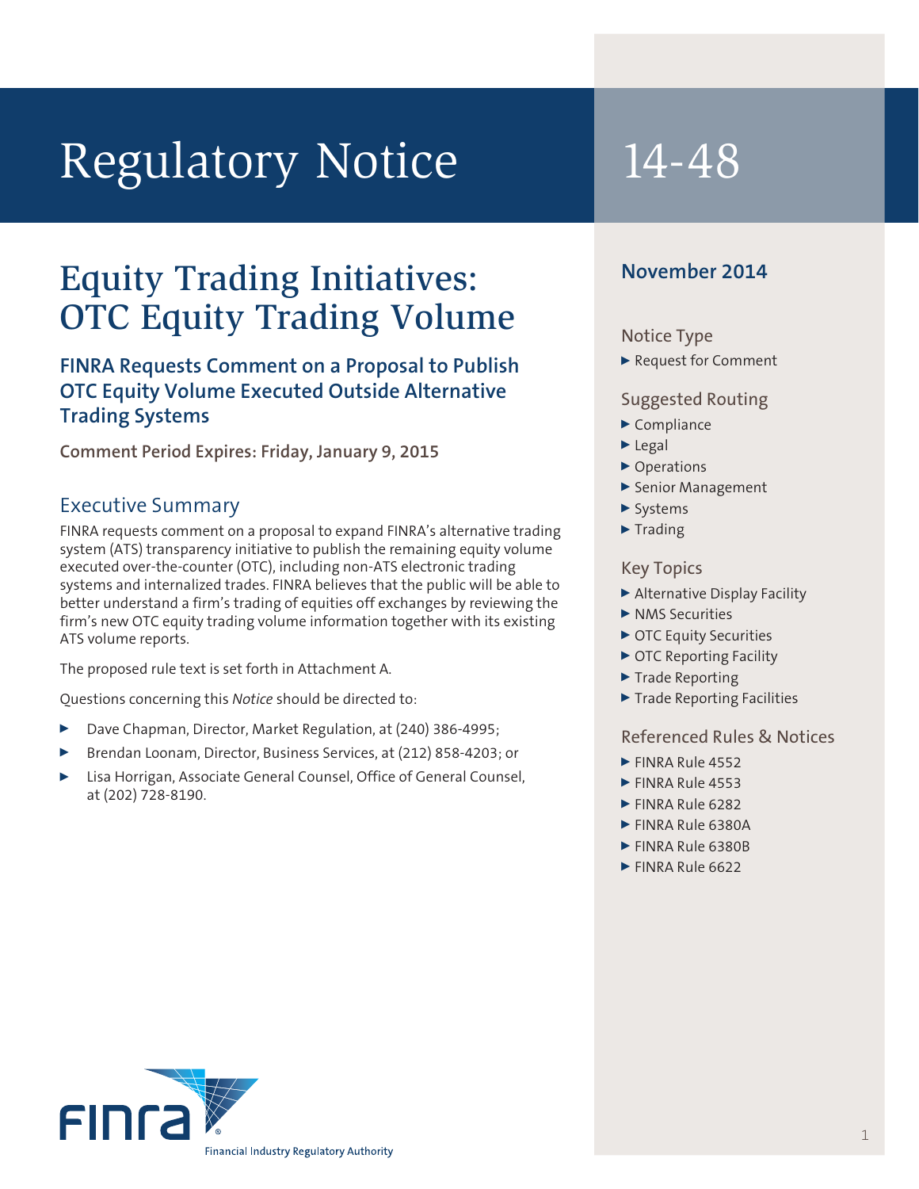# Regulatory Notice 14-48

## Equity Trading Initiatives: OTC Equity Trading Volume

### FINRA Requests Comment on a Proposal to Publish OTC Equity Volume Executed Outside Alternative Trading Systems

**Comment Period Expires: Friday, January 9, 2015**

### Executive Summary

FINRA requests comment on a proposal to expand FINRA's alternative trading system (ATS) transparency initiative to publish the remaining equity volume executed over-the-counter (OTC), including non-ATS electronic trading systems and internalized trades. FINRA believes that the public will be able to better understand a firm's trading of equities off exchanges by reviewing the firm's new OTC equity trading volume information together with its existing ATS volume reports.

The proposed rule text is set forth in Attachment A.

Questions concerning this *Notice* should be directed to:

- Dave Chapman, Director, Market Regulation, at (240) 386-4995;
- Brendan Loonam, Director, Business Services, at (212) 858-4203; or
- Lisa Horrigan, Associate General Counsel, Office of General Counsel, at (202) 728-8190.

**November 2014**

#### Notice Type
- Request for Comment

#### Suggested Routing
- Compliance
- Legal
- Operations
- Senior Management
- Systems
- Trading

#### Key Topics
- Alternative Display Facility
- NMS Securities
- OTC Equity Securities
- OTC Reporting Facility
- Trade Reporting
- Trade Reporting Facilities

#### Referenced Rules & Notices
- FINRA Rule 4552
- FINRA Rule 4553
- FINRA Rule 6282
- FINRA Rule 6380A
- FINRA Rule 6380B
- FINRA Rule 6622

FINRA — Financial Industry Regulatory Authority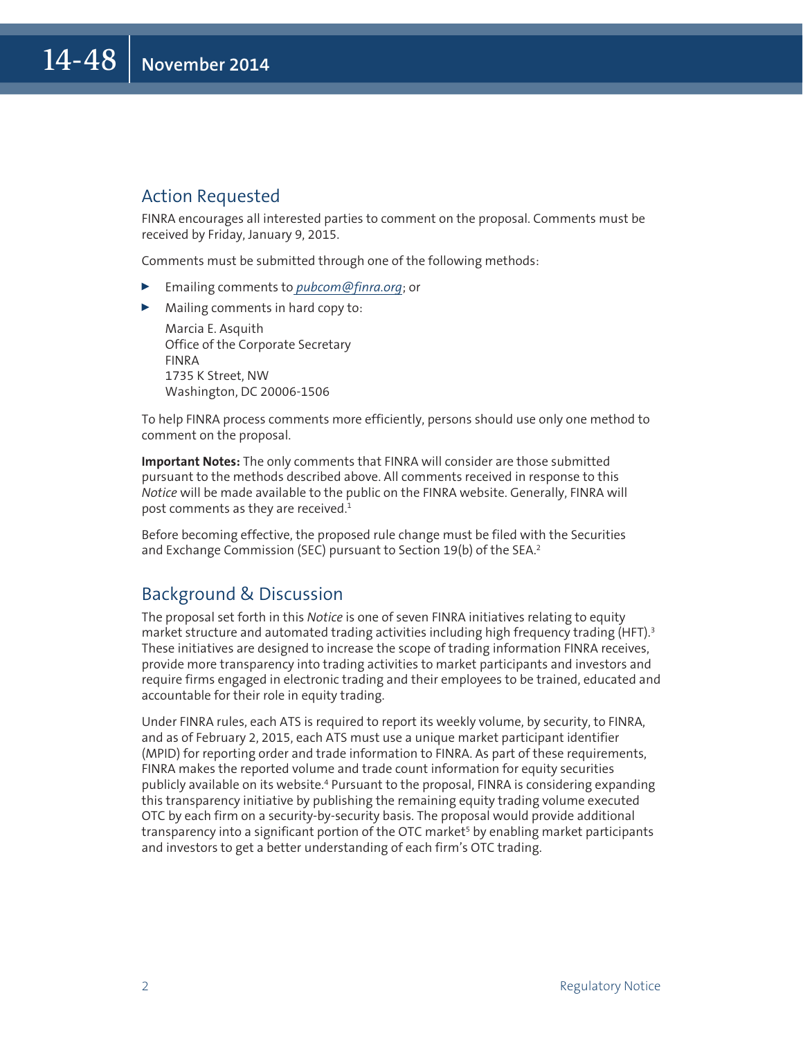## Action Requested

FINRA encourages all interested parties to comment on the proposal. Comments must be received by Friday, January 9, 2015.

Comments must be submitted through one of the following methods:

- Emailing comments to *pubcom@finra.org*; or
- Mailing comments in hard copy to:

  Marcia E. Asquith
  Office of the Corporate Secretary
  FINRA
  1735 K Street, NW
  Washington, DC 20006-1506

To help FINRA process comments more efficiently, persons should use only one method to comment on the proposal.

**Important Notes:** The only comments that FINRA will consider are those submitted pursuant to the methods described above. All comments received in response to this *Notice* will be made available to the public on the FINRA website. Generally, FINRA will post comments as they are received.[1]

Before becoming effective, the proposed rule change must be filed with the Securities and Exchange Commission (SEC) pursuant to Section 19(b) of the SEA.[2]

## Background & Discussion

The proposal set forth in this *Notice* is one of seven FINRA initiatives relating to equity market structure and automated trading activities including high frequency trading (HFT).[3] These initiatives are designed to increase the scope of trading information FINRA receives, provide more transparency into trading activities to market participants and investors and require firms engaged in electronic trading and their employees to be trained, educated and accountable for their role in equity trading.

Under FINRA rules, each ATS is required to report its weekly volume, by security, to FINRA, and as of February 2, 2015, each ATS must use a unique market participant identifier (MPID) for reporting order and trade information to FINRA. As part of these requirements, FINRA makes the reported volume and trade count information for equity securities publicly available on its website.[4] Pursuant to the proposal, FINRA is considering expanding this transparency initiative by publishing the remaining equity trading volume executed OTC by each firm on a security-by-security basis. The proposal would provide additional transparency into a significant portion of the OTC market[5] by enabling market participants and investors to get a better understanding of each firm's OTC trading.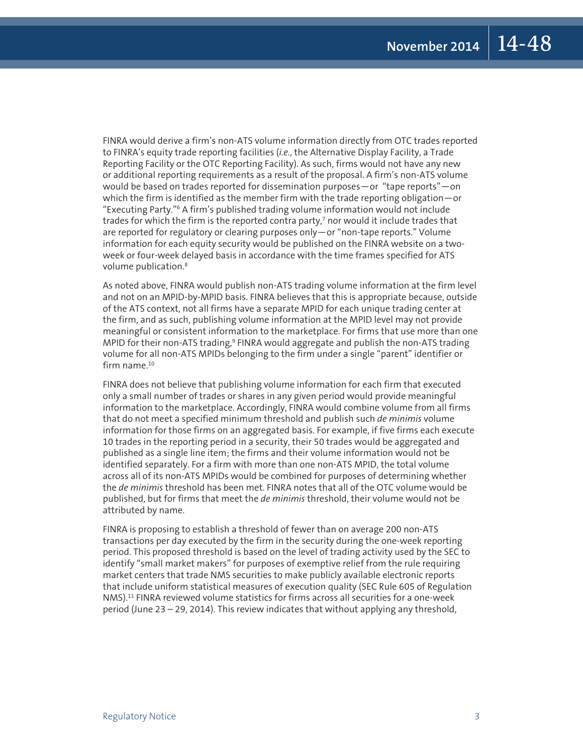FINRA would derive a firm's non-ATS volume information directly from OTC trades reported to FINRA's equity trade reporting facilities (*i.e.*, the Alternative Display Facility, a Trade Reporting Facility or the OTC Reporting Facility). As such, firms would not have any new or additional reporting requirements as a result of the proposal. A firm's non-ATS volume would be based on trades reported for dissemination purposes—or "tape reports"—on which the firm is identified as the member firm with the trade reporting obligation—or "Executing Party."[6] A firm's published trading volume information would not include trades for which the firm is the reported contra party,[7] nor would it include trades that are reported for regulatory or clearing purposes only—or "non-tape reports." Volume information for each equity security would be published on the FINRA website on a two-week or four-week delayed basis in accordance with the time frames specified for ATS volume publication.[8]

As noted above, FINRA would publish non-ATS trading volume information at the firm level and not on an MPID-by-MPID basis. FINRA believes that this is appropriate because, outside of the ATS context, not all firms have a separate MPID for each unique trading center at the firm, and as such, publishing volume information at the MPID level may not provide meaningful or consistent information to the marketplace. For firms that use more than one MPID for their non-ATS trading,[9] FINRA would aggregate and publish the non-ATS trading volume for all non-ATS MPIDs belonging to the firm under a single "parent" identifier or firm name.[10]

FINRA does not believe that publishing volume information for each firm that executed only a small number of trades or shares in any given period would provide meaningful information to the marketplace. Accordingly, FINRA would combine volume from all firms that do not meet a specified minimum threshold and publish such *de minimis* volume information for those firms on an aggregated basis. For example, if five firms each execute 10 trades in the reporting period in a security, their 50 trades would be aggregated and published as a single line item; the firms and their volume information would not be identified separately. For a firm with more than one non-ATS MPID, the total volume across all of its non-ATS MPIDs would be combined for purposes of determining whether the *de minimis* threshold has been met. FINRA notes that all of the OTC volume would be published, but for firms that meet the *de minimis* threshold, their volume would not be attributed by name.

FINRA is proposing to establish a threshold of fewer than on average 200 non-ATS transactions per day executed by the firm in the security during the one-week reporting period. This proposed threshold is based on the level of trading activity used by the SEC to identify "small market makers" for purposes of exemptive relief from the rule requiring market centers that trade NMS securities to make publicly available electronic reports that include uniform statistical measures of execution quality (SEC Rule 605 of Regulation NMS).[11] FINRA reviewed volume statistics for firms across all securities for a one-week period (June 23 – 29, 2014). This review indicates that without applying any threshold,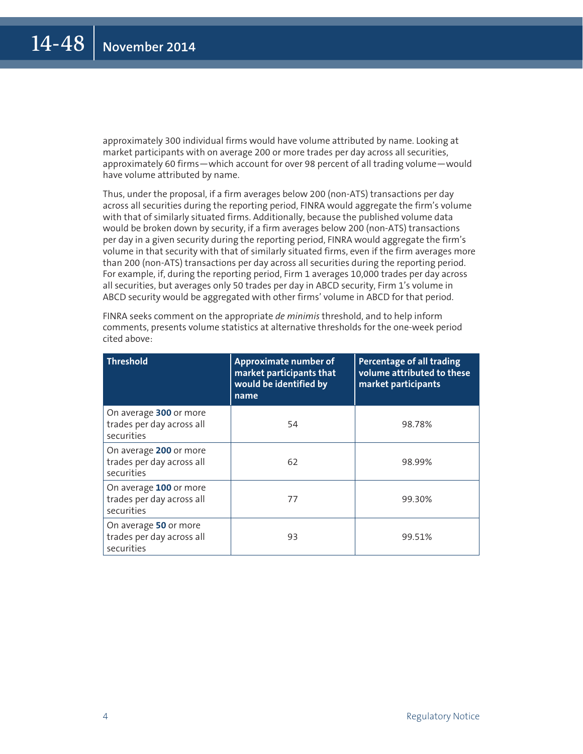approximately 300 individual firms would have volume attributed by name. Looking at market participants with on average 200 or more trades per day across all securities, approximately 60 firms—which account for over 98 percent of all trading volume—would have volume attributed by name.

Thus, under the proposal, if a firm averages below 200 (non-ATS) transactions per day across all securities during the reporting period, FINRA would aggregate the firm's volume with that of similarly situated firms. Additionally, because the published volume data would be broken down by security, if a firm averages below 200 (non-ATS) transactions per day in a given security during the reporting period, FINRA would aggregate the firm's volume in that security with that of similarly situated firms, even if the firm averages more than 200 (non-ATS) transactions per day across all securities during the reporting period. For example, if, during the reporting period, Firm 1 averages 10,000 trades per day across all securities, but averages only 50 trades per day in ABCD security, Firm 1's volume in ABCD security would be aggregated with other firms' volume in ABCD for that period.

FINRA seeks comment on the appropriate *de minimis* threshold, and to help inform comments, presents volume statistics at alternative thresholds for the one-week period cited above:

| Threshold | Approximate number of market participants that would be identified by name | Percentage of all trading volume attributed to these market participants |
|---|---|---|
| On average **300** or more trades per day across all securities | 54 | 98.78% |
| On average **200** or more trades per day across all securities | 62 | 98.99% |
| On average **100** or more trades per day across all securities | 77 | 99.30% |
| On average **50** or more trades per day across all securities | 93 | 99.51% |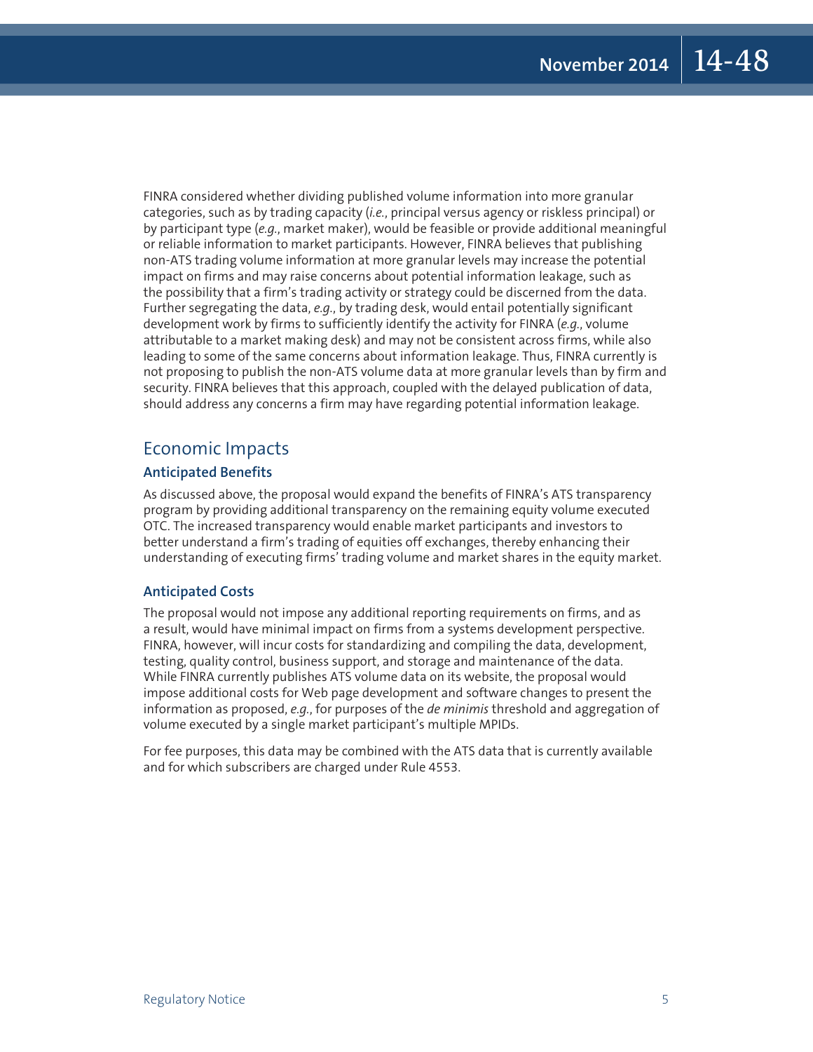FINRA considered whether dividing published volume information into more granular categories, such as by trading capacity (*i.e.*, principal versus agency or riskless principal) or by participant type (*e.g.*, market maker), would be feasible or provide additional meaningful or reliable information to market participants. However, FINRA believes that publishing non-ATS trading volume information at more granular levels may increase the potential impact on firms and may raise concerns about potential information leakage, such as the possibility that a firm's trading activity or strategy could be discerned from the data. Further segregating the data, *e.g.*, by trading desk, would entail potentially significant development work by firms to sufficiently identify the activity for FINRA (*e.g.*, volume attributable to a market making desk) and may not be consistent across firms, while also leading to some of the same concerns about information leakage. Thus, FINRA currently is not proposing to publish the non-ATS volume data at more granular levels than by firm and security. FINRA believes that this approach, coupled with the delayed publication of data, should address any concerns a firm may have regarding potential information leakage.

## Economic Impacts

### Anticipated Benefits

As discussed above, the proposal would expand the benefits of FINRA's ATS transparency program by providing additional transparency on the remaining equity volume executed OTC. The increased transparency would enable market participants and investors to better understand a firm's trading of equities off exchanges, thereby enhancing their understanding of executing firms' trading volume and market shares in the equity market.

### Anticipated Costs

The proposal would not impose any additional reporting requirements on firms, and as a result, would have minimal impact on firms from a systems development perspective. FINRA, however, will incur costs for standardizing and compiling the data, development, testing, quality control, business support, and storage and maintenance of the data. While FINRA currently publishes ATS volume data on its website, the proposal would impose additional costs for Web page development and software changes to present the information as proposed, *e.g.*, for purposes of the *de minimis* threshold and aggregation of volume executed by a single market participant's multiple MPIDs.

For fee purposes, this data may be combined with the ATS data that is currently available and for which subscribers are charged under Rule 4553.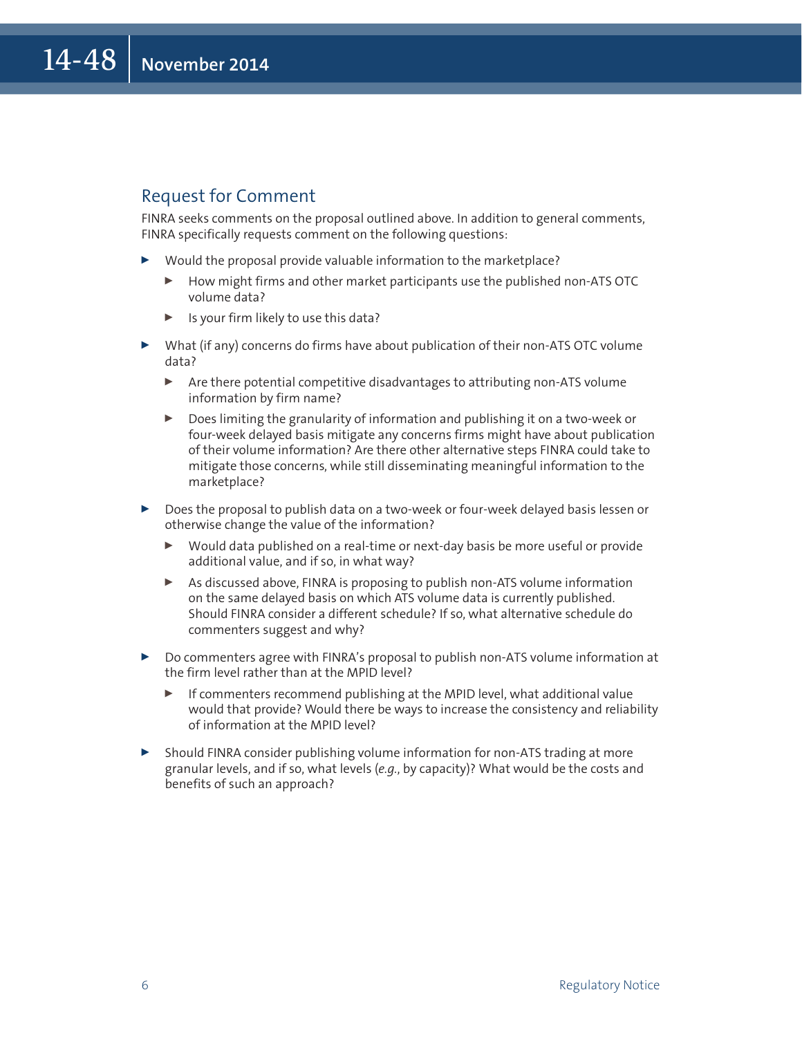## Request for Comment

FINRA seeks comments on the proposal outlined above. In addition to general comments, FINRA specifically requests comment on the following questions:

- Would the proposal provide valuable information to the marketplace?
  - How might firms and other market participants use the published non-ATS OTC volume data?
  - Is your firm likely to use this data?
- What (if any) concerns do firms have about publication of their non-ATS OTC volume data?
  - Are there potential competitive disadvantages to attributing non-ATS volume information by firm name?
  - Does limiting the granularity of information and publishing it on a two-week or four-week delayed basis mitigate any concerns firms might have about publication of their volume information? Are there other alternative steps FINRA could take to mitigate those concerns, while still disseminating meaningful information to the marketplace?
- Does the proposal to publish data on a two-week or four-week delayed basis lessen or otherwise change the value of the information?
  - Would data published on a real-time or next-day basis be more useful or provide additional value, and if so, in what way?
  - As discussed above, FINRA is proposing to publish non-ATS volume information on the same delayed basis on which ATS volume data is currently published. Should FINRA consider a different schedule? If so, what alternative schedule do commenters suggest and why?
- Do commenters agree with FINRA's proposal to publish non-ATS volume information at the firm level rather than at the MPID level?
  - If commenters recommend publishing at the MPID level, what additional value would that provide? Would there be ways to increase the consistency and reliability of information at the MPID level?
- Should FINRA consider publishing volume information for non-ATS trading at more granular levels, and if so, what levels (*e.g.*, by capacity)? What would be the costs and benefits of such an approach?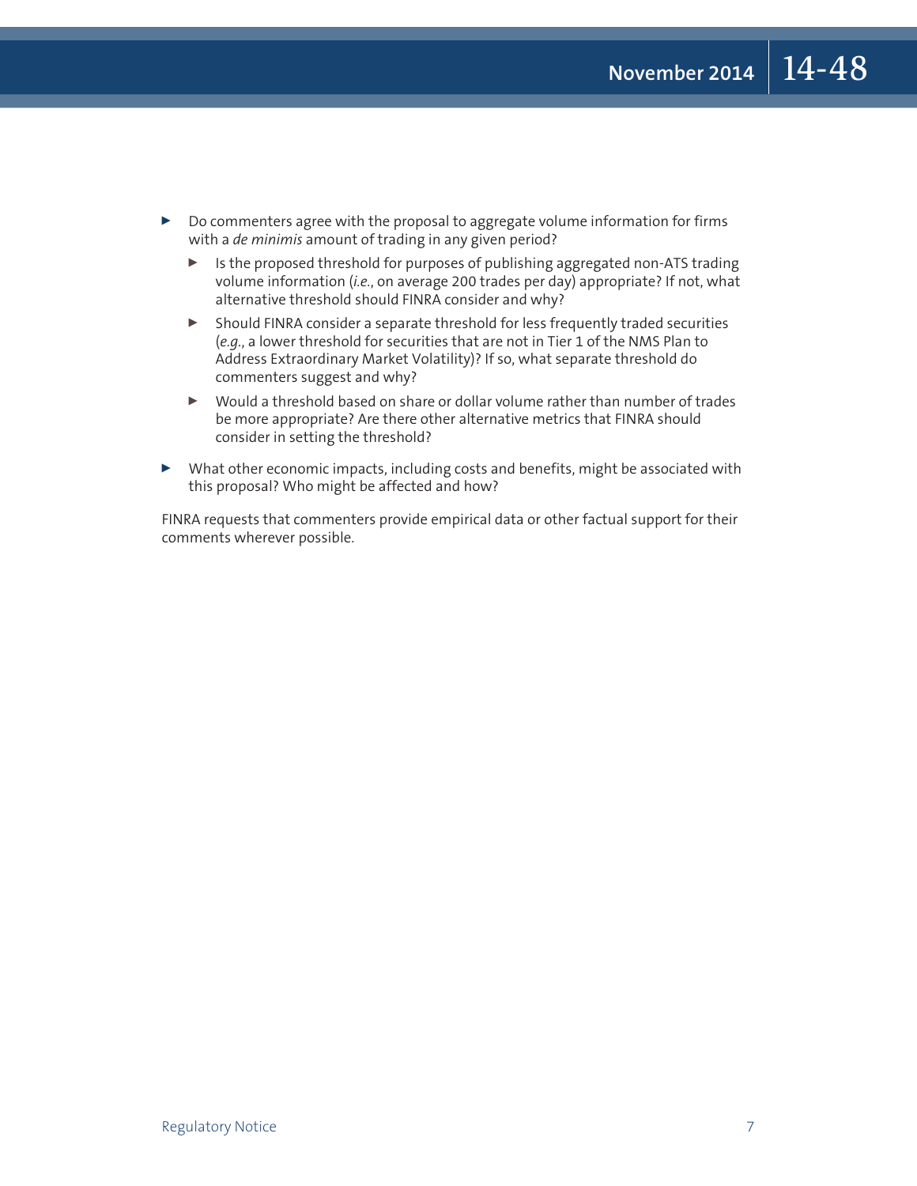- Do commenters agree with the proposal to aggregate volume information for firms with a *de minimis* amount of trading in any given period?
  - Is the proposed threshold for purposes of publishing aggregated non-ATS trading volume information (*i.e.*, on average 200 trades per day) appropriate? If not, what alternative threshold should FINRA consider and why?
  - Should FINRA consider a separate threshold for less frequently traded securities (*e.g.*, a lower threshold for securities that are not in Tier 1 of the NMS Plan to Address Extraordinary Market Volatility)? If so, what separate threshold do commenters suggest and why?
  - Would a threshold based on share or dollar volume rather than number of trades be more appropriate? Are there other alternative metrics that FINRA should consider in setting the threshold?
- What other economic impacts, including costs and benefits, might be associated with this proposal? Who might be affected and how?

FINRA requests that commenters provide empirical data or other factual support for their comments wherever possible.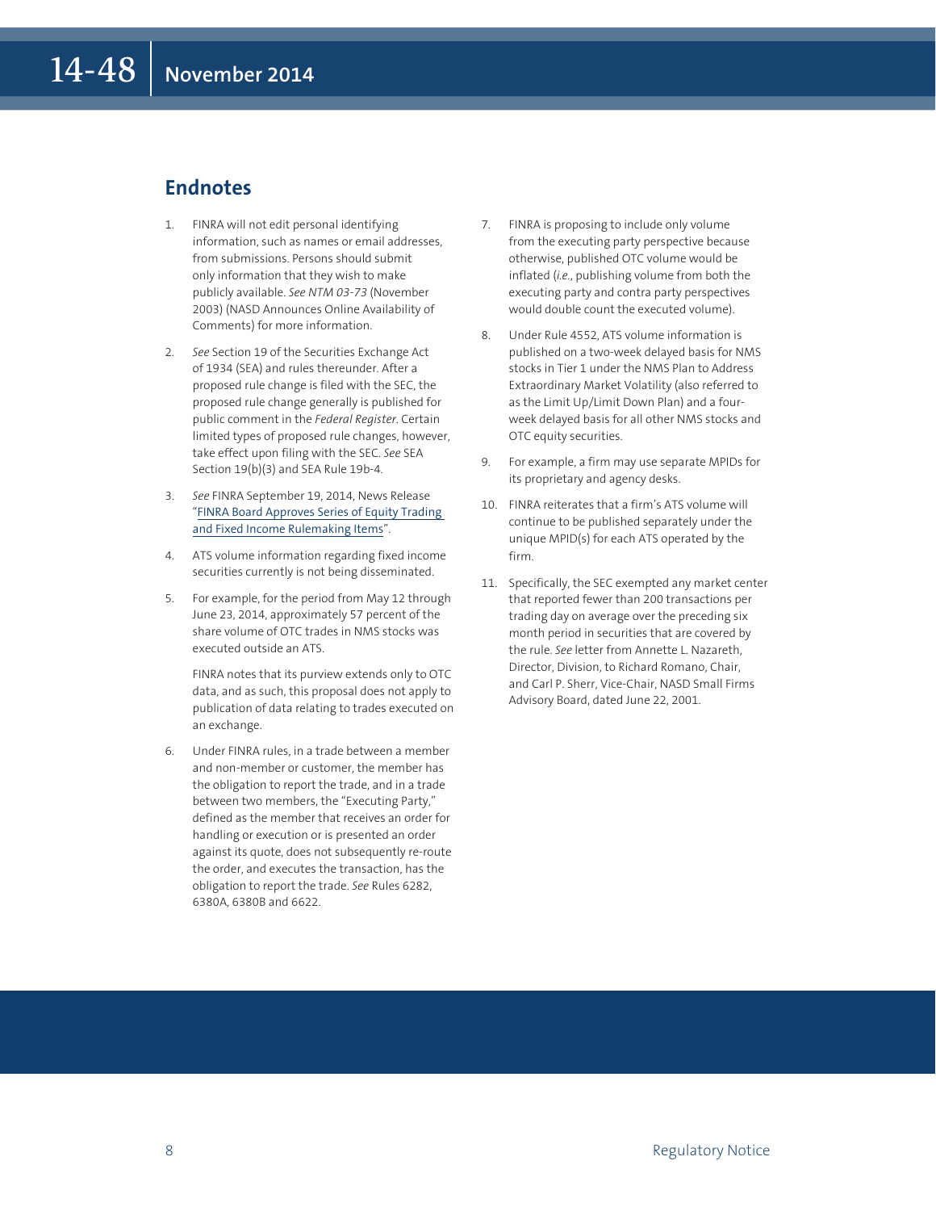## Endnotes

1. FINRA will not edit personal identifying information, such as names or email addresses, from submissions. Persons should submit only information that they wish to make publicly available. *See NTM 03-73* (November 2003) (NASD Announces Online Availability of Comments) for more information.

2. *See* Section 19 of the Securities Exchange Act of 1934 (SEA) and rules thereunder. After a proposed rule change is filed with the SEC, the proposed rule change generally is published for public comment in the *Federal Register*. Certain limited types of proposed rule changes, however, take effect upon filing with the SEC. *See* SEA Section 19(b)(3) and SEA Rule 19b-4.

3. *See* FINRA September 19, 2014, News Release "FINRA Board Approves Series of Equity Trading and Fixed Income Rulemaking Items".

4. ATS volume information regarding fixed income securities currently is not being disseminated.

5. For example, for the period from May 12 through June 23, 2014, approximately 57 percent of the share volume of OTC trades in NMS stocks was executed outside an ATS.

   FINRA notes that its purview extends only to OTC data, and as such, this proposal does not apply to publication of data relating to trades executed on an exchange.

6. Under FINRA rules, in a trade between a member and non-member or customer, the member has the obligation to report the trade, and in a trade between two members, the "Executing Party," defined as the member that receives an order for handling or execution or is presented an order against its quote, does not subsequently re-route the order, and executes the transaction, has the obligation to report the trade. *See* Rules 6282, 6380A, 6380B and 6622.

7. FINRA is proposing to include only volume from the executing party perspective because otherwise, published OTC volume would be inflated (*i.e.*, publishing volume from both the executing party and contra party perspectives would double count the executed volume).

8. Under Rule 4552, ATS volume information is published on a two-week delayed basis for NMS stocks in Tier 1 under the NMS Plan to Address Extraordinary Market Volatility (also referred to as the Limit Up/Limit Down Plan) and a four-week delayed basis for all other NMS stocks and OTC equity securities.

9. For example, a firm may use separate MPIDs for its proprietary and agency desks.

10. FINRA reiterates that a firm's ATS volume will continue to be published separately under the unique MPID(s) for each ATS operated by the firm.

11. Specifically, the SEC exempted any market center that reported fewer than 200 transactions per trading day on average over the preceding six month period in securities that are covered by the rule. *See* letter from Annette L. Nazareth, Director, Division, to Richard Romano, Chair, and Carl P. Sherr, Vice-Chair, NASD Small Firms Advisory Board, dated June 22, 2001.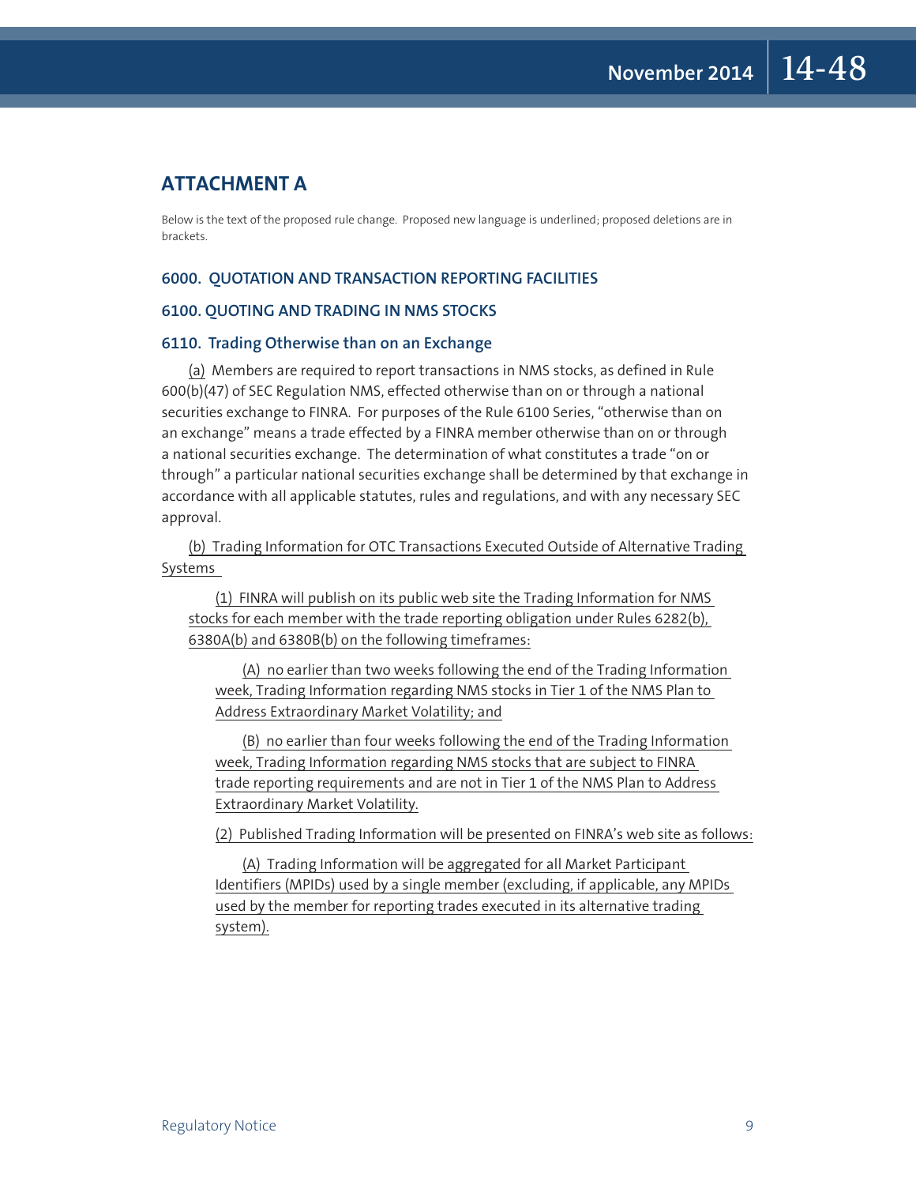## ATTACHMENT A

Below is the text of the proposed rule change. Proposed new language is underlined; proposed deletions are in brackets.

### 6000. QUOTATION AND TRANSACTION REPORTING FACILITIES

### 6100. QUOTING AND TRADING IN NMS STOCKS

### 6110. Trading Otherwise than on an Exchange

<u>(a)</u> Members are required to report transactions in NMS stocks, as defined in Rule 600(b)(47) of SEC Regulation NMS, effected otherwise than on or through a national securities exchange to FINRA. For purposes of the Rule 6100 Series, "otherwise than on an exchange" means a trade effected by a FINRA member otherwise than on or through a national securities exchange. The determination of what constitutes a trade "on or through" a particular national securities exchange shall be determined by that exchange in accordance with all applicable statutes, rules and regulations, and with any necessary SEC approval.

<u>(b) Trading Information for OTC Transactions Executed Outside of Alternative Trading Systems</u>

<u>(1) FINRA will publish on its public web site the Trading Information for NMS stocks for each member with the trade reporting obligation under Rules 6282(b), 6380A(b) and 6380B(b) on the following timeframes:</u>

<u>(A) no earlier than two weeks following the end of the Trading Information week, Trading Information regarding NMS stocks in Tier 1 of the NMS Plan to Address Extraordinary Market Volatility; and</u>

<u>(B) no earlier than four weeks following the end of the Trading Information week, Trading Information regarding NMS stocks that are subject to FINRA trade reporting requirements and are not in Tier 1 of the NMS Plan to Address Extraordinary Market Volatility.</u>

<u>(2) Published Trading Information will be presented on FINRA's web site as follows:</u>

<u>(A) Trading Information will be aggregated for all Market Participant Identifiers (MPIDs) used by a single member (excluding, if applicable, any MPIDs used by the member for reporting trades executed in its alternative trading system).</u>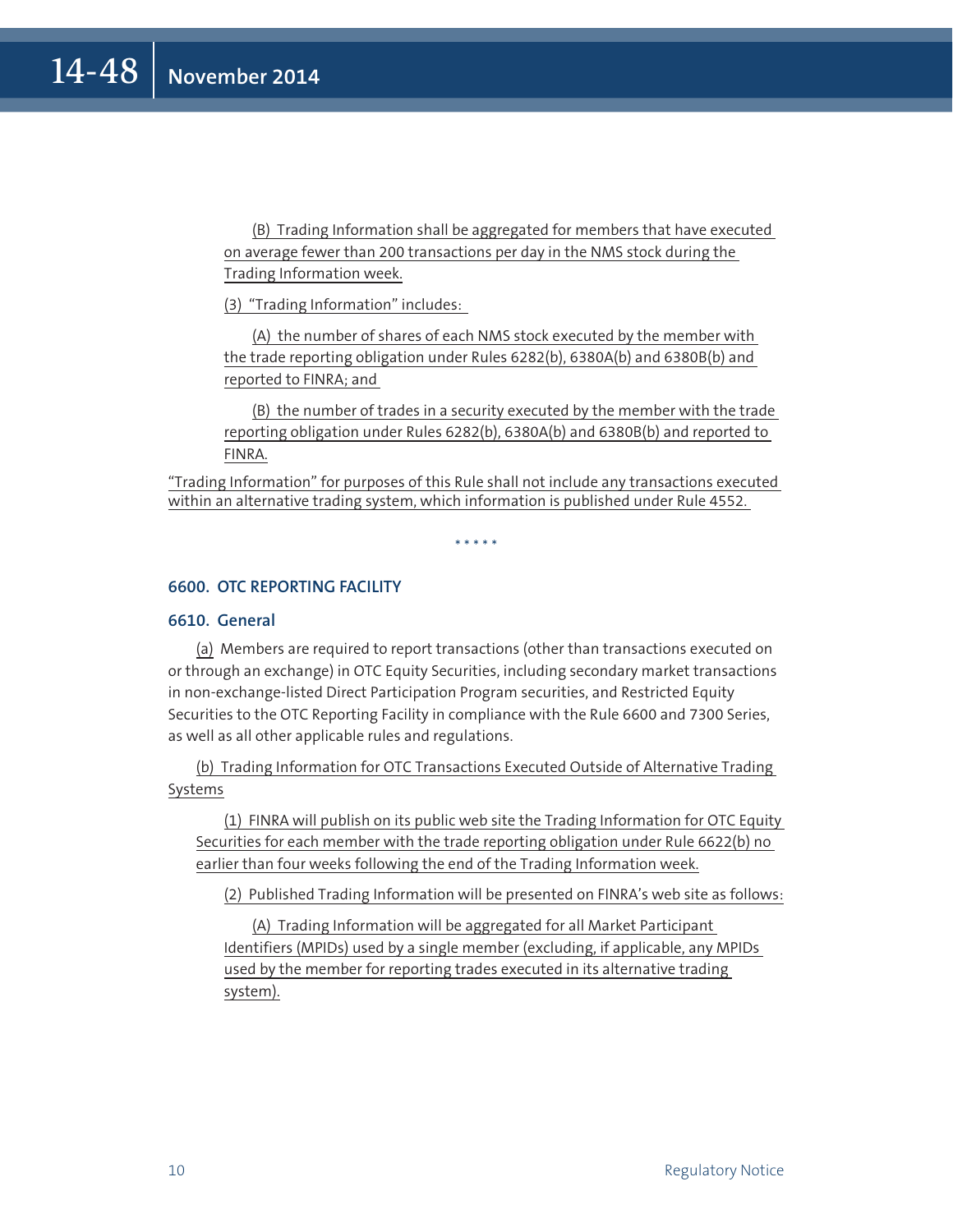(B) Trading Information shall be aggregated for members that have executed on average fewer than 200 transactions per day in the NMS stock during the Trading Information week.

(3) "Trading Information" includes:

(A) the number of shares of each NMS stock executed by the member with the trade reporting obligation under Rules 6282(b), 6380A(b) and 6380B(b) and reported to FINRA; and

(B) the number of trades in a security executed by the member with the trade reporting obligation under Rules 6282(b), 6380A(b) and 6380B(b) and reported to FINRA.

"Trading Information" for purposes of this Rule shall not include any transactions executed within an alternative trading system, which information is published under Rule 4552.

\* \* \* \* \*

### 6600. OTC REPORTING FACILITY

### 6610. General

(a) Members are required to report transactions (other than transactions executed on or through an exchange) in OTC Equity Securities, including secondary market transactions in non-exchange-listed Direct Participation Program securities, and Restricted Equity Securities to the OTC Reporting Facility in compliance with the Rule 6600 and 7300 Series, as well as all other applicable rules and regulations.

(b) Trading Information for OTC Transactions Executed Outside of Alternative Trading Systems

(1) FINRA will publish on its public web site the Trading Information for OTC Equity Securities for each member with the trade reporting obligation under Rule 6622(b) no earlier than four weeks following the end of the Trading Information week.

(2) Published Trading Information will be presented on FINRA's web site as follows:

(A) Trading Information will be aggregated for all Market Participant Identifiers (MPIDs) used by a single member (excluding, if applicable, any MPIDs used by the member for reporting trades executed in its alternative trading system).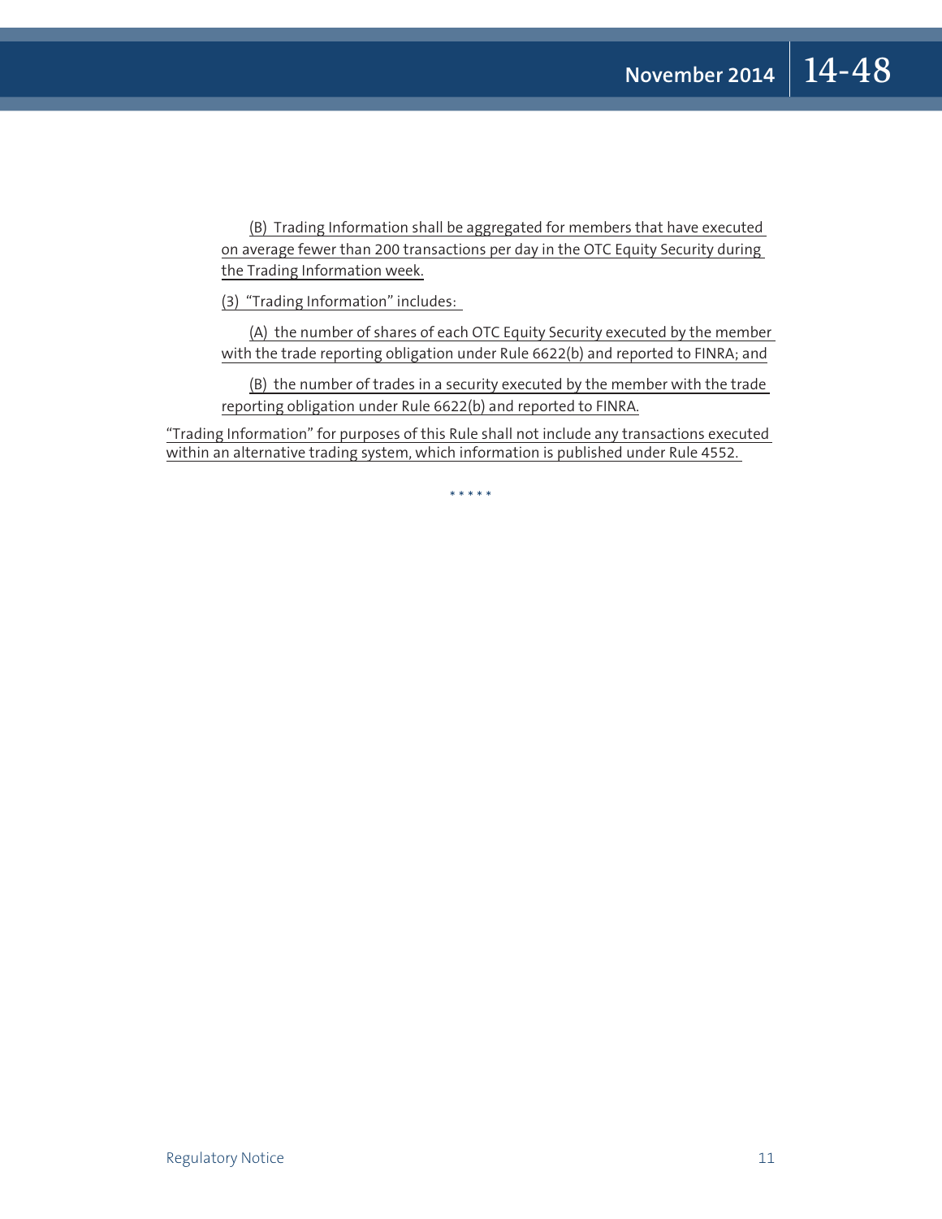(B) Trading Information shall be aggregated for members that have executed on average fewer than 200 transactions per day in the OTC Equity Security during the Trading Information week.

(3) "Trading Information" includes:

(A) the number of shares of each OTC Equity Security executed by the member with the trade reporting obligation under Rule 6622(b) and reported to FINRA; and

(B) the number of trades in a security executed by the member with the trade reporting obligation under Rule 6622(b) and reported to FINRA.

"Trading Information" for purposes of this Rule shall not include any transactions executed within an alternative trading system, which information is published under Rule 4552.

\* \* \* \* \*